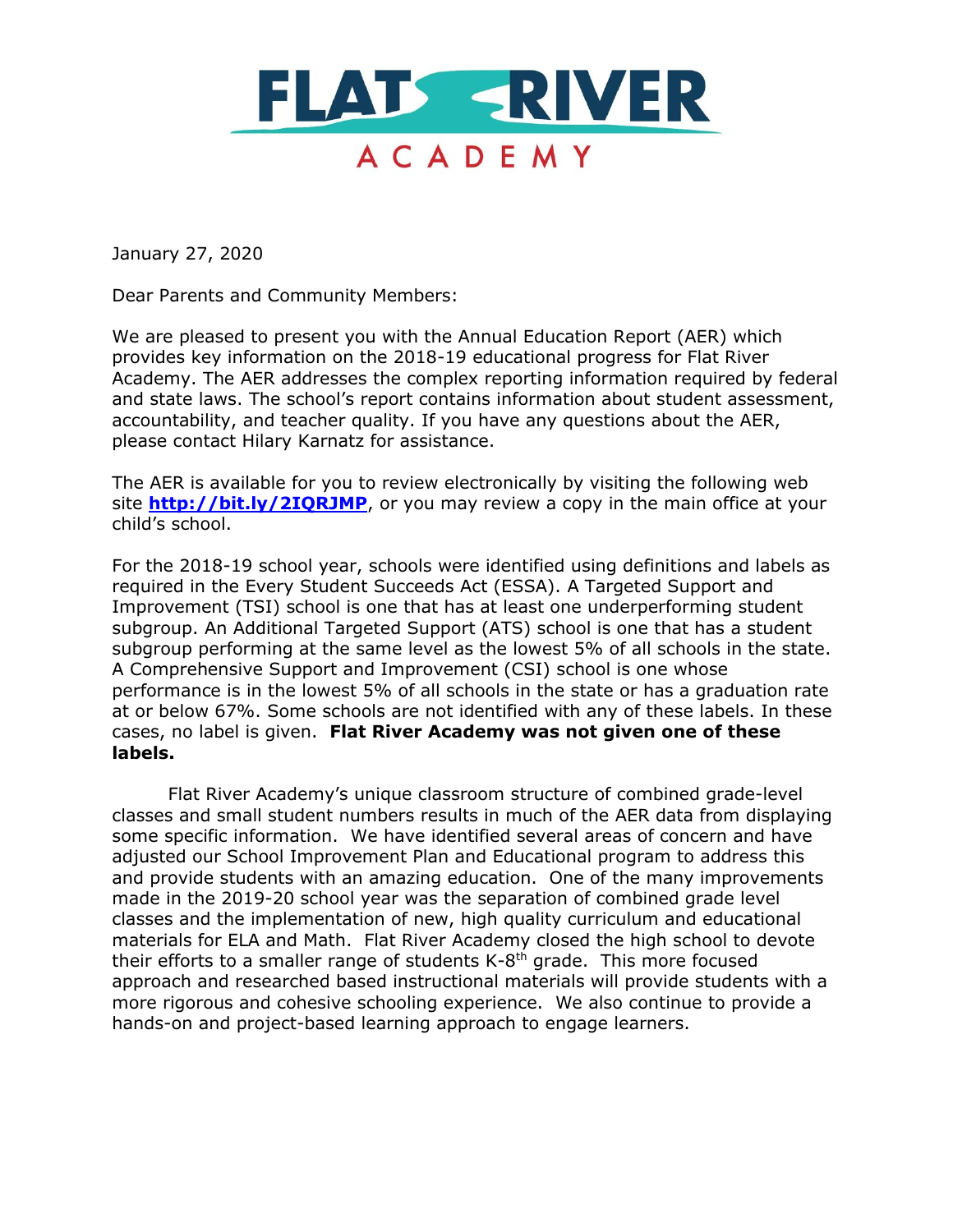# FLAT RIVER ACADEMY

January 27, 2020

Dear Parents and Community Members:

We are pleased to present you with the Annual Education Report (AER) which provides key information on the 2018-19 educational progress for Flat River Academy. The AER addresses the complex reporting information required by federal and state laws. The school's report contains information about student assessment, accountability, and teacher quality. If you have any questions about the AER, please contact Hilary Karnatz for assistance.

The AER is available for you to review electronically by visiting the following web site **http://bit.ly/2IQRJMP**, or you may review a copy in the main office at your child's school.

For the 2018-19 school year, schools were identified using definitions and labels as required in the Every Student Succeeds Act (ESSA). A Targeted Support and Improvement (TSI) school is one that has at least one underperforming student subgroup. An Additional Targeted Support (ATS) school is one that has a student subgroup performing at the same level as the lowest 5% of all schools in the state. A Comprehensive Support and Improvement (CSI) school is one whose performance is in the lowest 5% of all schools in the state or has a graduation rate at or below 67%. Some schools are not identified with any of these labels. In these cases, no label is given. **Flat River Academy was not given one of these labels.**

Flat River Academy's unique classroom structure of combined grade-level classes and small student numbers results in much of the AER data from displaying some specific information. We have identified several areas of concern and have adjusted our School Improvement Plan and Educational program to address this and provide students with an amazing education. One of the many improvements made in the 2019-20 school year was the separation of combined grade level classes and the implementation of new, high quality curriculum and educational materials for ELA and Math. Flat River Academy closed the high school to devote their efforts to a smaller range of students K-8th grade. This more focused approach and researched based instructional materials will provide students with a more rigorous and cohesive schooling experience. We also continue to provide a hands-on and project-based learning approach to engage learners.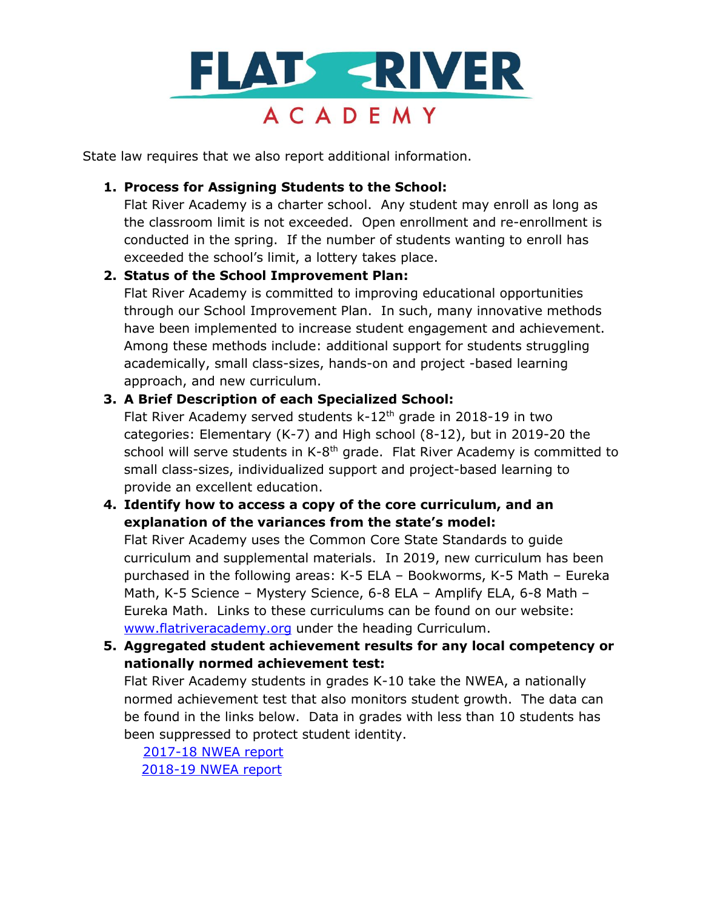# FLAT RIVER ACADEMY

State law requires that we also report additional information.

1. **Process for Assigning Students to the School:**
   Flat River Academy is a charter school. Any student may enroll as long as the classroom limit is not exceeded. Open enrollment and re-enrollment is conducted in the spring. If the number of students wanting to enroll has exceeded the school's limit, a lottery takes place.
2. **Status of the School Improvement Plan:**
   Flat River Academy is committed to improving educational opportunities through our School Improvement Plan. In such, many innovative methods have been implemented to increase student engagement and achievement. Among these methods include: additional support for students struggling academically, small class-sizes, hands-on and project -based learning approach, and new curriculum.
3. **A Brief Description of each Specialized School:**
   Flat River Academy served students k-12th grade in 2018-19 in two categories: Elementary (K-7) and High school (8-12), but in 2019-20 the school will serve students in K-8th grade. Flat River Academy is committed to small class-sizes, individualized support and project-based learning to provide an excellent education.
4. **Identify how to access a copy of the core curriculum, and an explanation of the variances from the state's model:**
   Flat River Academy uses the Common Core State Standards to guide curriculum and supplemental materials. In 2019, new curriculum has been purchased in the following areas: K-5 ELA – Bookworms, K-5 Math – Eureka Math, K-5 Science – Mystery Science, 6-8 ELA – Amplify ELA, 6-8 Math – Eureka Math. Links to these curriculums can be found on our website: www.flatriveracademy.org under the heading Curriculum.
5. **Aggregated student achievement results for any local competency or nationally normed achievement test:**
   Flat River Academy students in grades K-10 take the NWEA, a nationally normed achievement test that also monitors student growth. The data can be found in the links below. Data in grades with less than 10 students has been suppressed to protect student identity.
   
   2017-18 NWEA report
   
   2018-19 NWEA report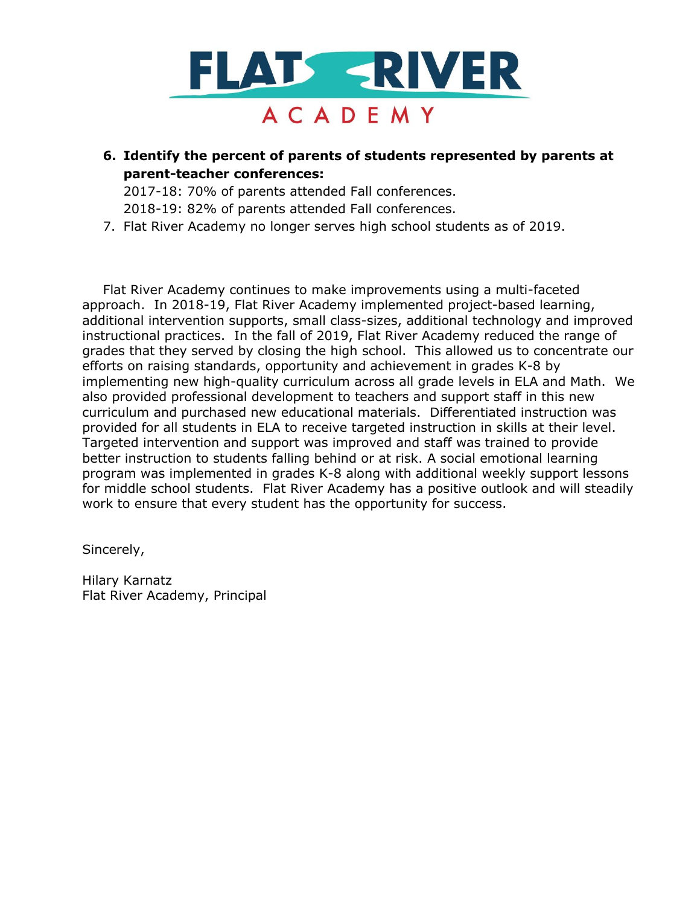FLAT RIVER ACADEMY

6. **Identify the percent of parents of students represented by parents at parent-teacher conferences:**
   2017-18: 70% of parents attended Fall conferences.
   2018-19: 82% of parents attended Fall conferences.
7. Flat River Academy no longer serves high school students as of 2019.

Flat River Academy continues to make improvements using a multi-faceted approach. In 2018-19, Flat River Academy implemented project-based learning, additional intervention supports, small class-sizes, additional technology and improved instructional practices. In the fall of 2019, Flat River Academy reduced the range of grades that they served by closing the high school. This allowed us to concentrate our efforts on raising standards, opportunity and achievement in grades K-8 by implementing new high-quality curriculum across all grade levels in ELA and Math. We also provided professional development to teachers and support staff in this new curriculum and purchased new educational materials. Differentiated instruction was provided for all students in ELA to receive targeted instruction in skills at their level. Targeted intervention and support was improved and staff was trained to provide better instruction to students falling behind or at risk. A social emotional learning program was implemented in grades K-8 along with additional weekly support lessons for middle school students. Flat River Academy has a positive outlook and will steadily work to ensure that every student has the opportunity for success.

Sincerely,

Hilary Karnatz
Flat River Academy, Principal